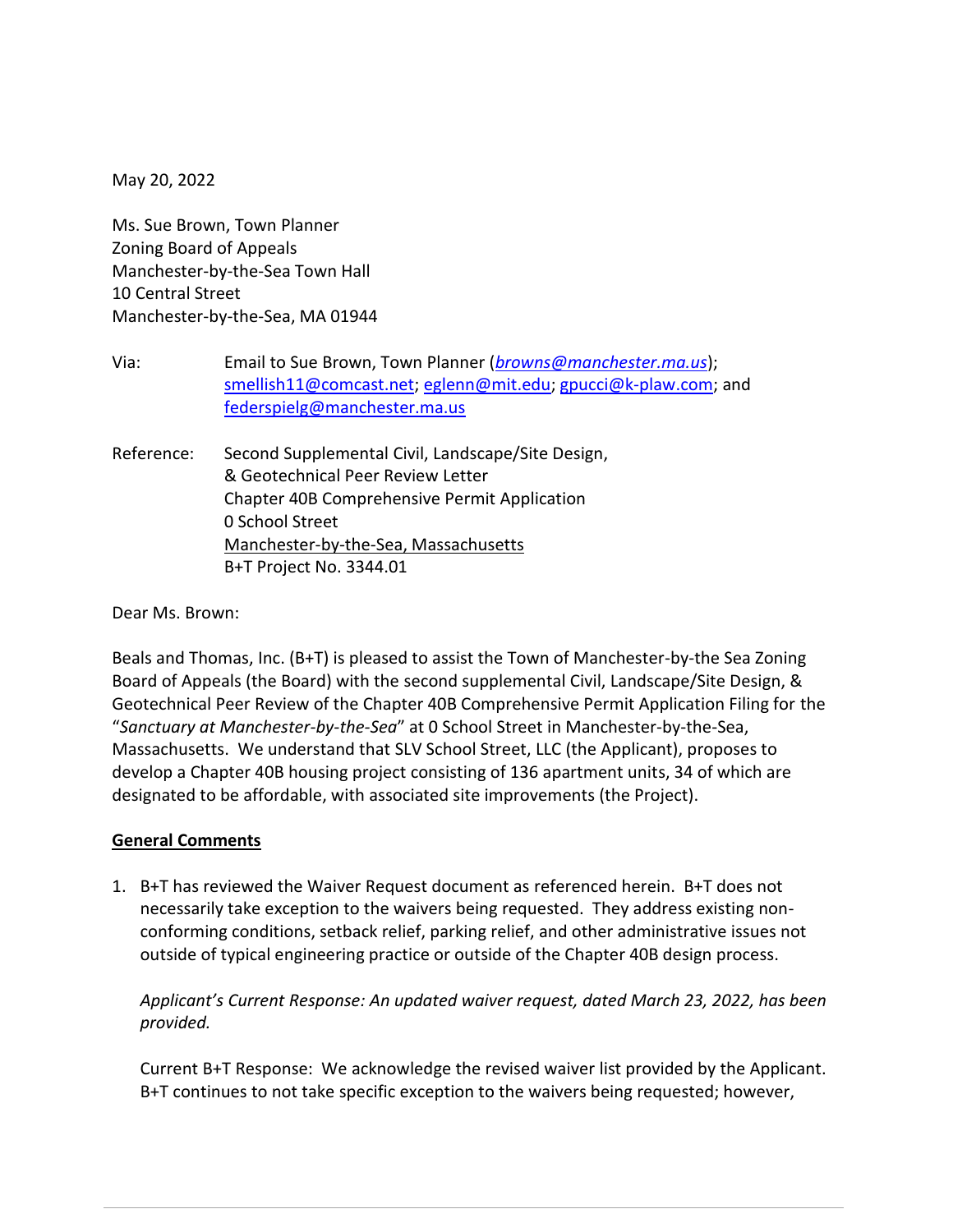May 20, 2022

Ms. Sue Brown, Town Planner
Zoning Board of Appeals
Manchester-by-the-Sea Town Hall
10 Central Street
Manchester-by-the-Sea, MA 01944

Via: Email to Sue Brown, Town Planner (*browns@manchester.ma.us*); smellish11@comcast.net; eglenn@mit.edu; gpucci@k-plaw.com; and federspielg@manchester.ma.us

Reference: Second Supplemental Civil, Landscape/Site Design, & Geotechnical Peer Review Letter
Chapter 40B Comprehensive Permit Application
0 School Street
Manchester-by-the-Sea, Massachusetts
B+T Project No. 3344.01

Dear Ms. Brown:

Beals and Thomas, Inc. (B+T) is pleased to assist the Town of Manchester-by-the Sea Zoning Board of Appeals (the Board) with the second supplemental Civil, Landscape/Site Design, & Geotechnical Peer Review of the Chapter 40B Comprehensive Permit Application Filing for the "*Sanctuary at Manchester-by-the-Sea*" at 0 School Street in Manchester-by-the-Sea, Massachusetts. We understand that SLV School Street, LLC (the Applicant), proposes to develop a Chapter 40B housing project consisting of 136 apartment units, 34 of which are designated to be affordable, with associated site improvements (the Project).

**General Comments**

1. B+T has reviewed the Waiver Request document as referenced herein. B+T does not necessarily take exception to the waivers being requested. They address existing non-conforming conditions, setback relief, parking relief, and other administrative issues not outside of typical engineering practice or outside of the Chapter 40B design process.

   *Applicant's Current Response: An updated waiver request, dated March 23, 2022, has been provided.*

   Current B+T Response: We acknowledge the revised waiver list provided by the Applicant. B+T continues to not take specific exception to the waivers being requested; however,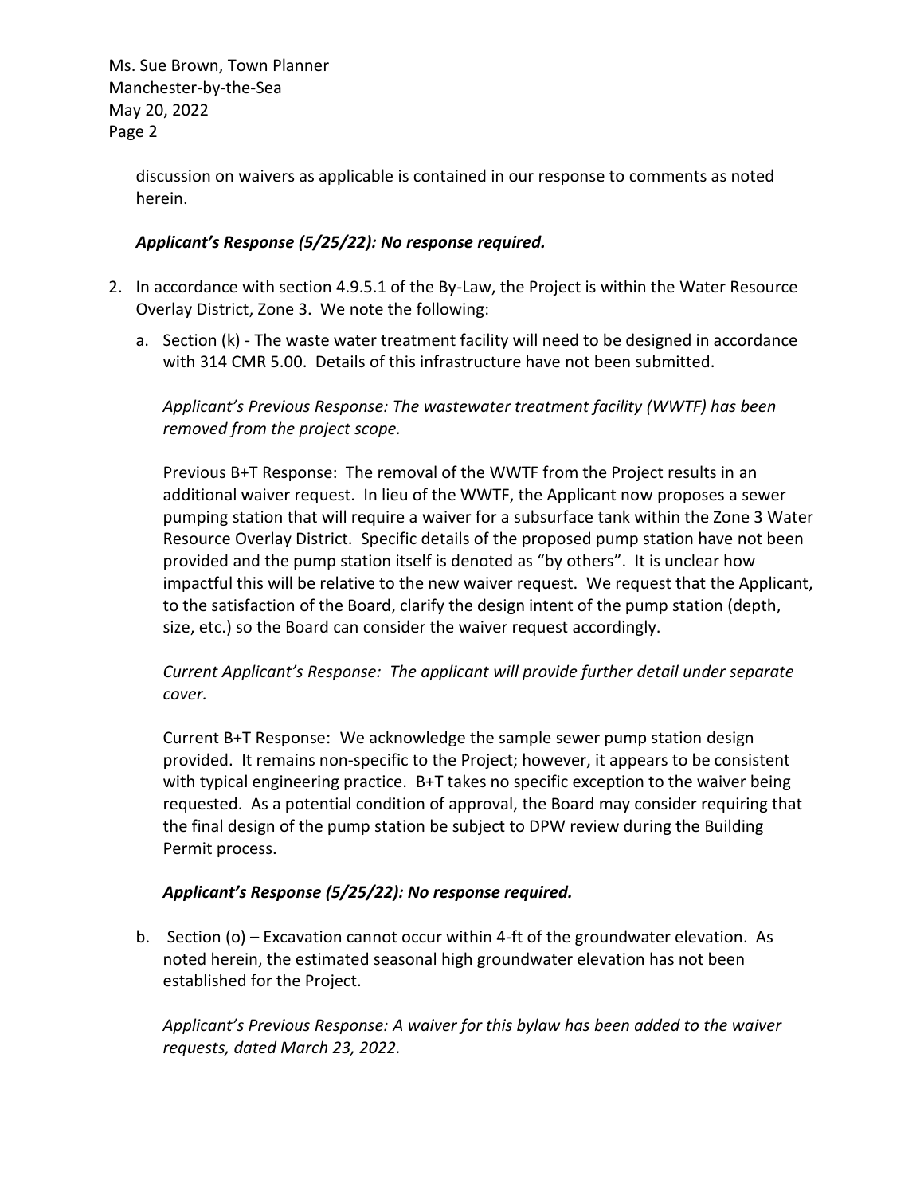discussion on waivers as applicable is contained in our response to comments as noted herein.

***Applicant's Response (5/25/22): No response required.***

2. In accordance with section 4.9.5.1 of the By-Law, the Project is within the Water Resource Overlay District, Zone 3. We note the following:

   a. Section (k) - The waste water treatment facility will need to be designed in accordance with 314 CMR 5.00. Details of this infrastructure have not been submitted.

      *Applicant's Previous Response: The wastewater treatment facility (WWTF) has been removed from the project scope.*

      Previous B+T Response: The removal of the WWTF from the Project results in an additional waiver request. In lieu of the WWTF, the Applicant now proposes a sewer pumping station that will require a waiver for a subsurface tank within the Zone 3 Water Resource Overlay District. Specific details of the proposed pump station have not been provided and the pump station itself is denoted as "by others". It is unclear how impactful this will be relative to the new waiver request. We request that the Applicant, to the satisfaction of the Board, clarify the design intent of the pump station (depth, size, etc.) so the Board can consider the waiver request accordingly.

      *Current Applicant's Response: The applicant will provide further detail under separate cover.*

      Current B+T Response: We acknowledge the sample sewer pump station design provided. It remains non-specific to the Project; however, it appears to be consistent with typical engineering practice. B+T takes no specific exception to the waiver being requested. As a potential condition of approval, the Board may consider requiring that the final design of the pump station be subject to DPW review during the Building Permit process.

      ***Applicant's Response (5/25/22): No response required.***

   b. Section (o) – Excavation cannot occur within 4-ft of the groundwater elevation. As noted herein, the estimated seasonal high groundwater elevation has not been established for the Project.

      *Applicant's Previous Response: A waiver for this bylaw has been added to the waiver requests, dated March 23, 2022.*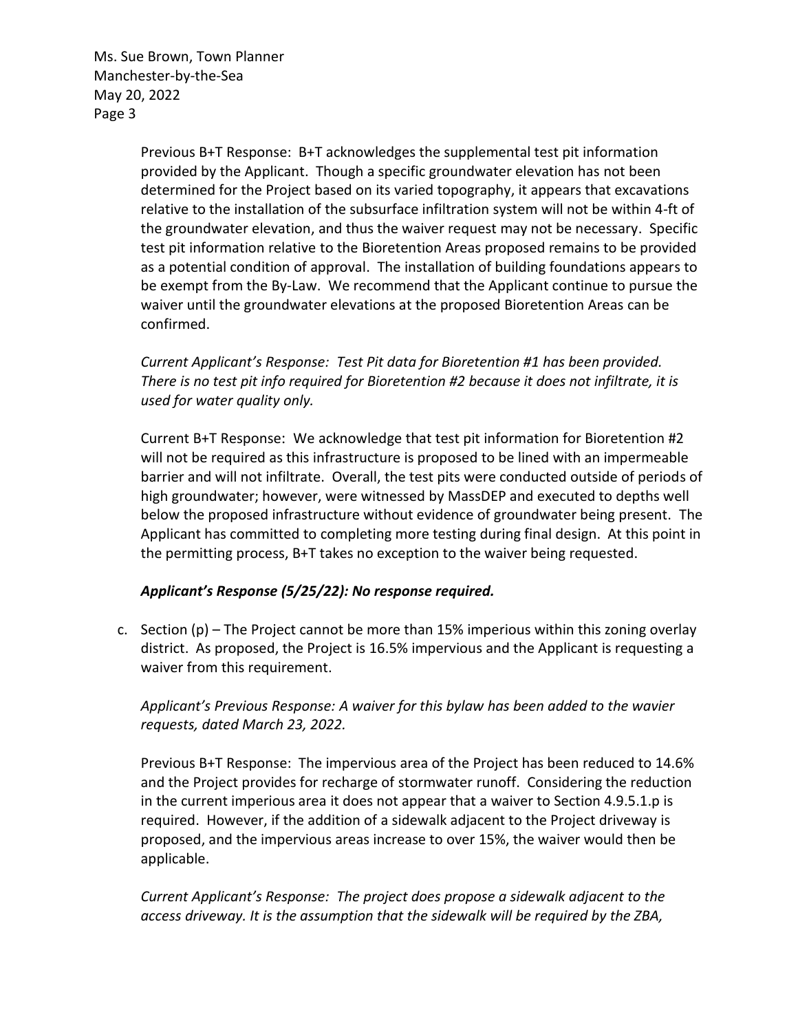Previous B+T Response: B+T acknowledges the supplemental test pit information provided by the Applicant. Though a specific groundwater elevation has not been determined for the Project based on its varied topography, it appears that excavations relative to the installation of the subsurface infiltration system will not be within 4-ft of the groundwater elevation, and thus the waiver request may not be necessary. Specific test pit information relative to the Bioretention Areas proposed remains to be provided as a potential condition of approval. The installation of building foundations appears to be exempt from the By-Law. We recommend that the Applicant continue to pursue the waiver until the groundwater elevations at the proposed Bioretention Areas can be confirmed.

*Current Applicant's Response: Test Pit data for Bioretention #1 has been provided. There is no test pit info required for Bioretention #2 because it does not infiltrate, it is used for water quality only.*

Current B+T Response: We acknowledge that test pit information for Bioretention #2 will not be required as this infrastructure is proposed to be lined with an impermeable barrier and will not infiltrate. Overall, the test pits were conducted outside of periods of high groundwater; however, were witnessed by MassDEP and executed to depths well below the proposed infrastructure without evidence of groundwater being present. The Applicant has committed to completing more testing during final design. At this point in the permitting process, B+T takes no exception to the waiver being requested.

***Applicant's Response (5/25/22): No response required.***

c. Section (p) – The Project cannot be more than 15% imperious within this zoning overlay district. As proposed, the Project is 16.5% impervious and the Applicant is requesting a waiver from this requirement.

   *Applicant's Previous Response: A waiver for this bylaw has been added to the wavier requests, dated March 23, 2022.*

   Previous B+T Response: The impervious area of the Project has been reduced to 14.6% and the Project provides for recharge of stormwater runoff. Considering the reduction in the current imperious area it does not appear that a waiver to Section 4.9.5.1.p is required. However, if the addition of a sidewalk adjacent to the Project driveway is proposed, and the impervious areas increase to over 15%, the waiver would then be applicable.

   *Current Applicant's Response: The project does propose a sidewalk adjacent to the access driveway. It is the assumption that the sidewalk will be required by the ZBA,*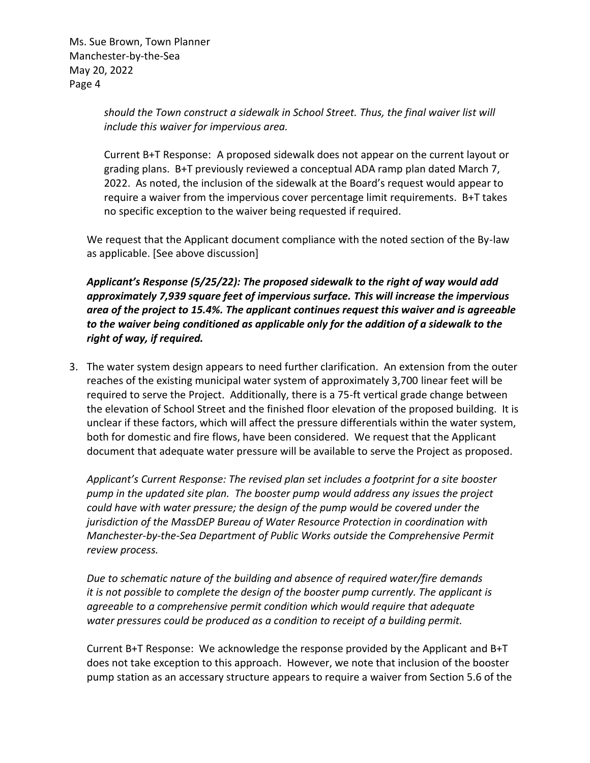*should the Town construct a sidewalk in School Street. Thus, the final waiver list will include this waiver for impervious area.*

Current B+T Response: A proposed sidewalk does not appear on the current layout or grading plans. B+T previously reviewed a conceptual ADA ramp plan dated March 7, 2022. As noted, the inclusion of the sidewalk at the Board's request would appear to require a waiver from the impervious cover percentage limit requirements. B+T takes no specific exception to the waiver being requested if required.

We request that the Applicant document compliance with the noted section of the By-law as applicable. [See above discussion]

***Applicant's Response (5/25/22): The proposed sidewalk to the right of way would add approximately 7,939 square feet of impervious surface. This will increase the impervious area of the project to 15.4%. The applicant continues request this waiver and is agreeable to the waiver being conditioned as applicable only for the addition of a sidewalk to the right of way, if required.***

3. The water system design appears to need further clarification. An extension from the outer reaches of the existing municipal water system of approximately 3,700 linear feet will be required to serve the Project. Additionally, there is a 75-ft vertical grade change between the elevation of School Street and the finished floor elevation of the proposed building. It is unclear if these factors, which will affect the pressure differentials within the water system, both for domestic and fire flows, have been considered. We request that the Applicant document that adequate water pressure will be available to serve the Project as proposed.

   *Applicant's Current Response: The revised plan set includes a footprint for a site booster pump in the updated site plan. The booster pump would address any issues the project could have with water pressure; the design of the pump would be covered under the jurisdiction of the MassDEP Bureau of Water Resource Protection in coordination with Manchester-by-the-Sea Department of Public Works outside the Comprehensive Permit review process.*

   *Due to schematic nature of the building and absence of required water/fire demands it is not possible to complete the design of the booster pump currently. The applicant is agreeable to a comprehensive permit condition which would require that adequate water pressures could be produced as a condition to receipt of a building permit.*

   Current B+T Response: We acknowledge the response provided by the Applicant and B+T does not take exception to this approach. However, we note that inclusion of the booster pump station as an accessary structure appears to require a waiver from Section 5.6 of the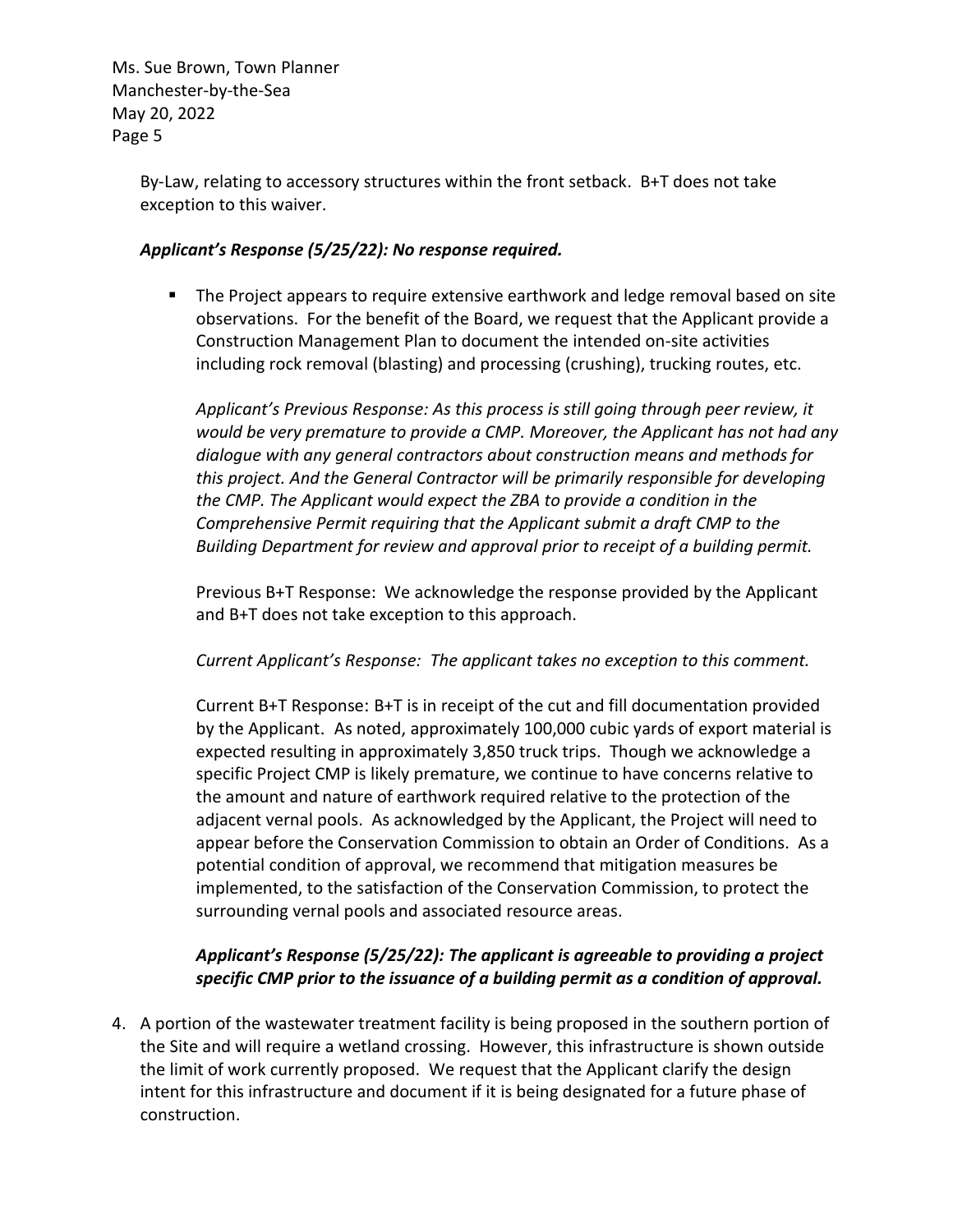By-Law, relating to accessory structures within the front setback. B+T does not take exception to this waiver.

***Applicant's Response (5/25/22): No response required.***

- The Project appears to require extensive earthwork and ledge removal based on site observations. For the benefit of the Board, we request that the Applicant provide a Construction Management Plan to document the intended on-site activities including rock removal (blasting) and processing (crushing), trucking routes, etc.

  *Applicant's Previous Response: As this process is still going through peer review, it would be very premature to provide a CMP. Moreover, the Applicant has not had any dialogue with any general contractors about construction means and methods for this project. And the General Contractor will be primarily responsible for developing the CMP. The Applicant would expect the ZBA to provide a condition in the Comprehensive Permit requiring that the Applicant submit a draft CMP to the Building Department for review and approval prior to receipt of a building permit.*

  Previous B+T Response: We acknowledge the response provided by the Applicant and B+T does not take exception to this approach.

  *Current Applicant's Response: The applicant takes no exception to this comment.*

  Current B+T Response: B+T is in receipt of the cut and fill documentation provided by the Applicant. As noted, approximately 100,000 cubic yards of export material is expected resulting in approximately 3,850 truck trips. Though we acknowledge a specific Project CMP is likely premature, we continue to have concerns relative to the amount and nature of earthwork required relative to the protection of the adjacent vernal pools. As acknowledged by the Applicant, the Project will need to appear before the Conservation Commission to obtain an Order of Conditions. As a potential condition of approval, we recommend that mitigation measures be implemented, to the satisfaction of the Conservation Commission, to protect the surrounding vernal pools and associated resource areas.

  ***Applicant's Response (5/25/22): The applicant is agreeable to providing a project specific CMP prior to the issuance of a building permit as a condition of approval.***

4. A portion of the wastewater treatment facility is being proposed in the southern portion of the Site and will require a wetland crossing. However, this infrastructure is shown outside the limit of work currently proposed. We request that the Applicant clarify the design intent for this infrastructure and document if it is being designated for a future phase of construction.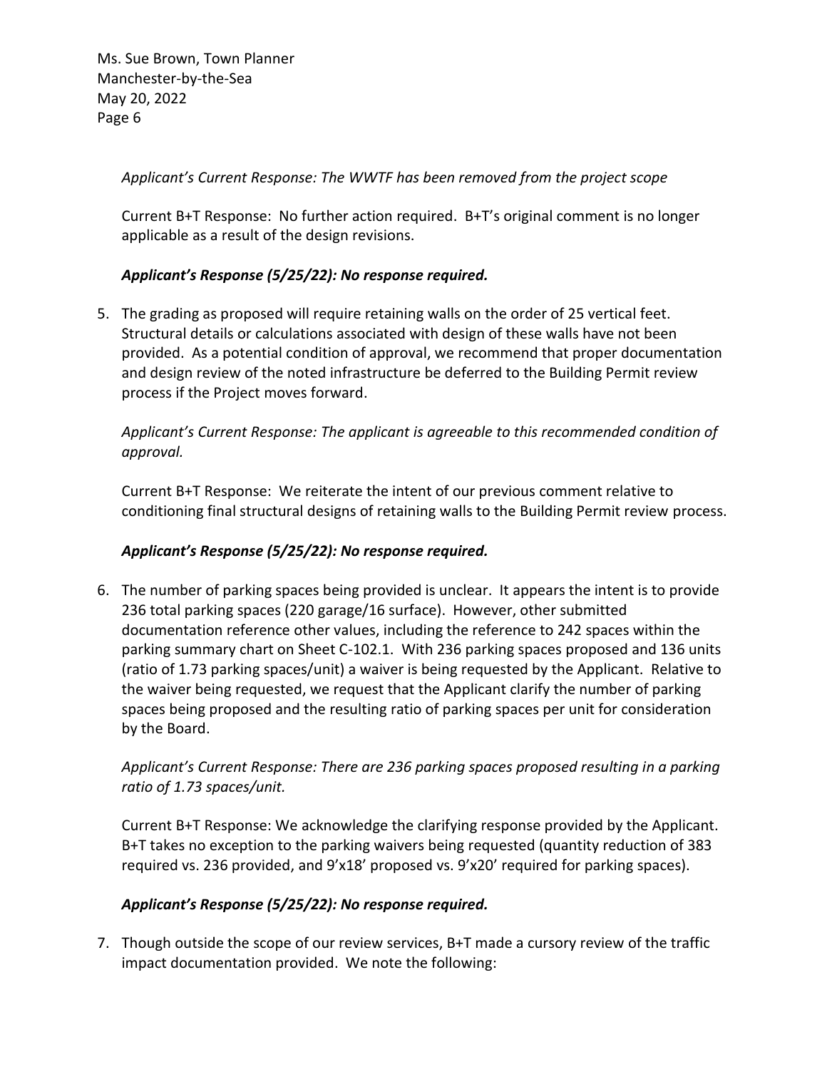*Applicant's Current Response: The WWTF has been removed from the project scope*

Current B+T Response: No further action required. B+T's original comment is no longer applicable as a result of the design revisions.

***Applicant's Response (5/25/22): No response required.***

5. The grading as proposed will require retaining walls on the order of 25 vertical feet. Structural details or calculations associated with design of these walls have not been provided. As a potential condition of approval, we recommend that proper documentation and design review of the noted infrastructure be deferred to the Building Permit review process if the Project moves forward.

   *Applicant's Current Response: The applicant is agreeable to this recommended condition of approval.*

   Current B+T Response: We reiterate the intent of our previous comment relative to conditioning final structural designs of retaining walls to the Building Permit review process.

   ***Applicant's Response (5/25/22): No response required.***

6. The number of parking spaces being provided is unclear. It appears the intent is to provide 236 total parking spaces (220 garage/16 surface). However, other submitted documentation reference other values, including the reference to 242 spaces within the parking summary chart on Sheet C-102.1. With 236 parking spaces proposed and 136 units (ratio of 1.73 parking spaces/unit) a waiver is being requested by the Applicant. Relative to the waiver being requested, we request that the Applicant clarify the number of parking spaces being proposed and the resulting ratio of parking spaces per unit for consideration by the Board.

   *Applicant's Current Response: There are 236 parking spaces proposed resulting in a parking ratio of 1.73 spaces/unit.*

   Current B+T Response: We acknowledge the clarifying response provided by the Applicant. B+T takes no exception to the parking waivers being requested (quantity reduction of 383 required vs. 236 provided, and 9'x18' proposed vs. 9'x20' required for parking spaces).

   ***Applicant's Response (5/25/22): No response required.***

7. Though outside the scope of our review services, B+T made a cursory review of the traffic impact documentation provided. We note the following: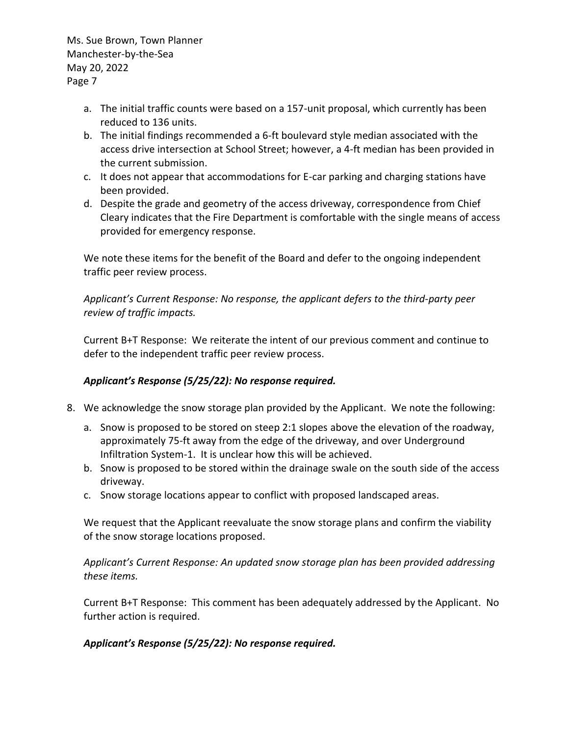a. The initial traffic counts were based on a 157-unit proposal, which currently has been reduced to 136 units.
b. The initial findings recommended a 6-ft boulevard style median associated with the access drive intersection at School Street; however, a 4-ft median has been provided in the current submission.
c. It does not appear that accommodations for E-car parking and charging stations have been provided.
d. Despite the grade and geometry of the access driveway, correspondence from Chief Cleary indicates that the Fire Department is comfortable with the single means of access provided for emergency response.

We note these items for the benefit of the Board and defer to the ongoing independent traffic peer review process.

*Applicant's Current Response: No response, the applicant defers to the third-party peer review of traffic impacts.*

Current B+T Response: We reiterate the intent of our previous comment and continue to defer to the independent traffic peer review process.

***Applicant's Response (5/25/22): No response required.***

8. We acknowledge the snow storage plan provided by the Applicant. We note the following:

a. Snow is proposed to be stored on steep 2:1 slopes above the elevation of the roadway, approximately 75-ft away from the edge of the driveway, and over Underground Infiltration System-1. It is unclear how this will be achieved.
b. Snow is proposed to be stored within the drainage swale on the south side of the access driveway.
c. Snow storage locations appear to conflict with proposed landscaped areas.

We request that the Applicant reevaluate the snow storage plans and confirm the viability of the snow storage locations proposed.

*Applicant's Current Response: An updated snow storage plan has been provided addressing these items.*

Current B+T Response: This comment has been adequately addressed by the Applicant. No further action is required.

***Applicant's Response (5/25/22): No response required.***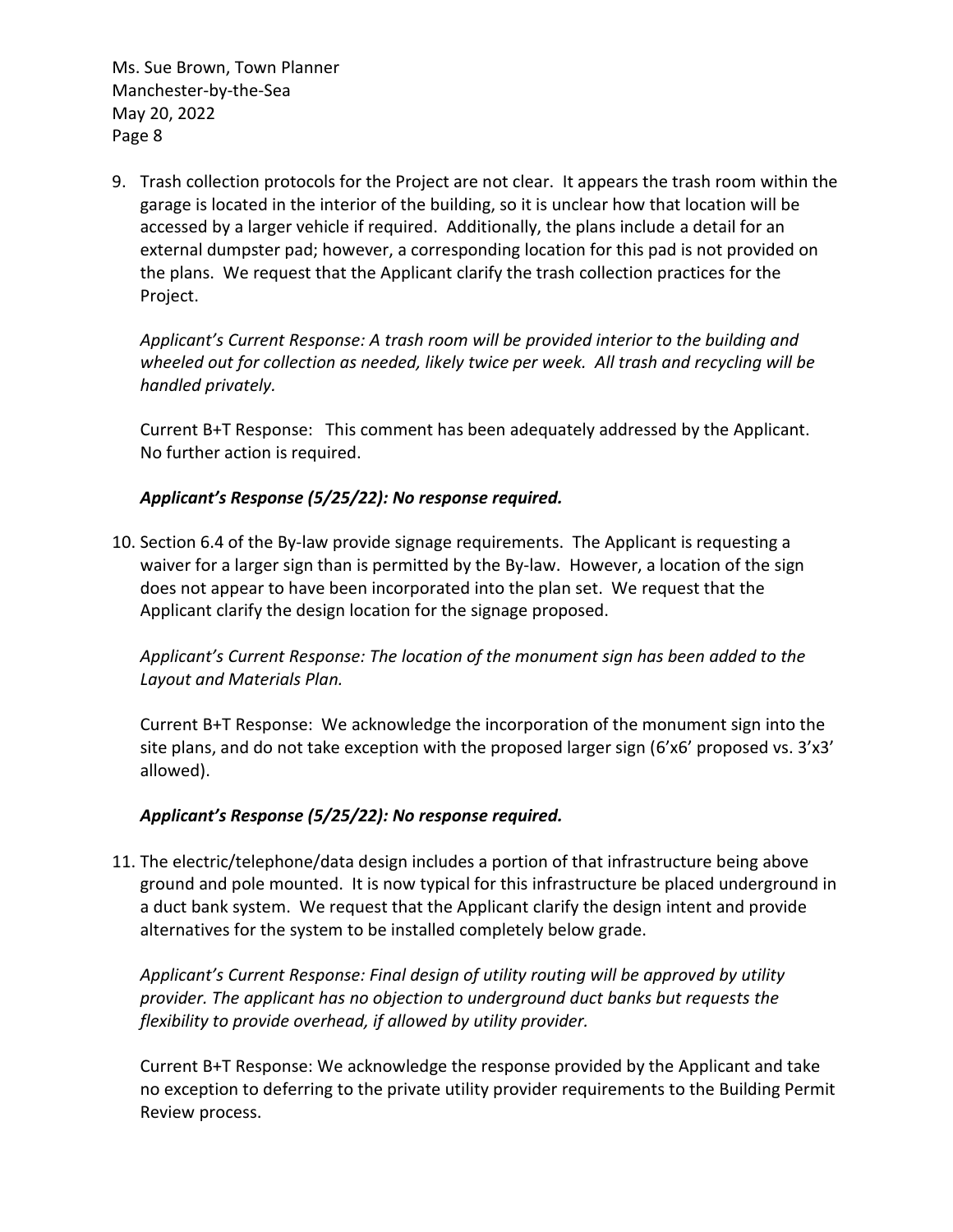9. Trash collection protocols for the Project are not clear. It appears the trash room within the garage is located in the interior of the building, so it is unclear how that location will be accessed by a larger vehicle if required. Additionally, the plans include a detail for an external dumpster pad; however, a corresponding location for this pad is not provided on the plans. We request that the Applicant clarify the trash collection practices for the Project.

   *Applicant's Current Response: A trash room will be provided interior to the building and wheeled out for collection as needed, likely twice per week. All trash and recycling will be handled privately.*

   Current B+T Response: This comment has been adequately addressed by the Applicant. No further action is required.

   ***Applicant's Response (5/25/22): No response required.***

10. Section 6.4 of the By-law provide signage requirements. The Applicant is requesting a waiver for a larger sign than is permitted by the By-law. However, a location of the sign does not appear to have been incorporated into the plan set. We request that the Applicant clarify the design location for the signage proposed.

    *Applicant's Current Response: The location of the monument sign has been added to the Layout and Materials Plan.*

    Current B+T Response: We acknowledge the incorporation of the monument sign into the site plans, and do not take exception with the proposed larger sign (6'x6' proposed vs. 3'x3' allowed).

    ***Applicant's Response (5/25/22): No response required.***

11. The electric/telephone/data design includes a portion of that infrastructure being above ground and pole mounted. It is now typical for this infrastructure be placed underground in a duct bank system. We request that the Applicant clarify the design intent and provide alternatives for the system to be installed completely below grade.

    *Applicant's Current Response: Final design of utility routing will be approved by utility provider. The applicant has no objection to underground duct banks but requests the flexibility to provide overhead, if allowed by utility provider.*

    Current B+T Response: We acknowledge the response provided by the Applicant and take no exception to deferring to the private utility provider requirements to the Building Permit Review process.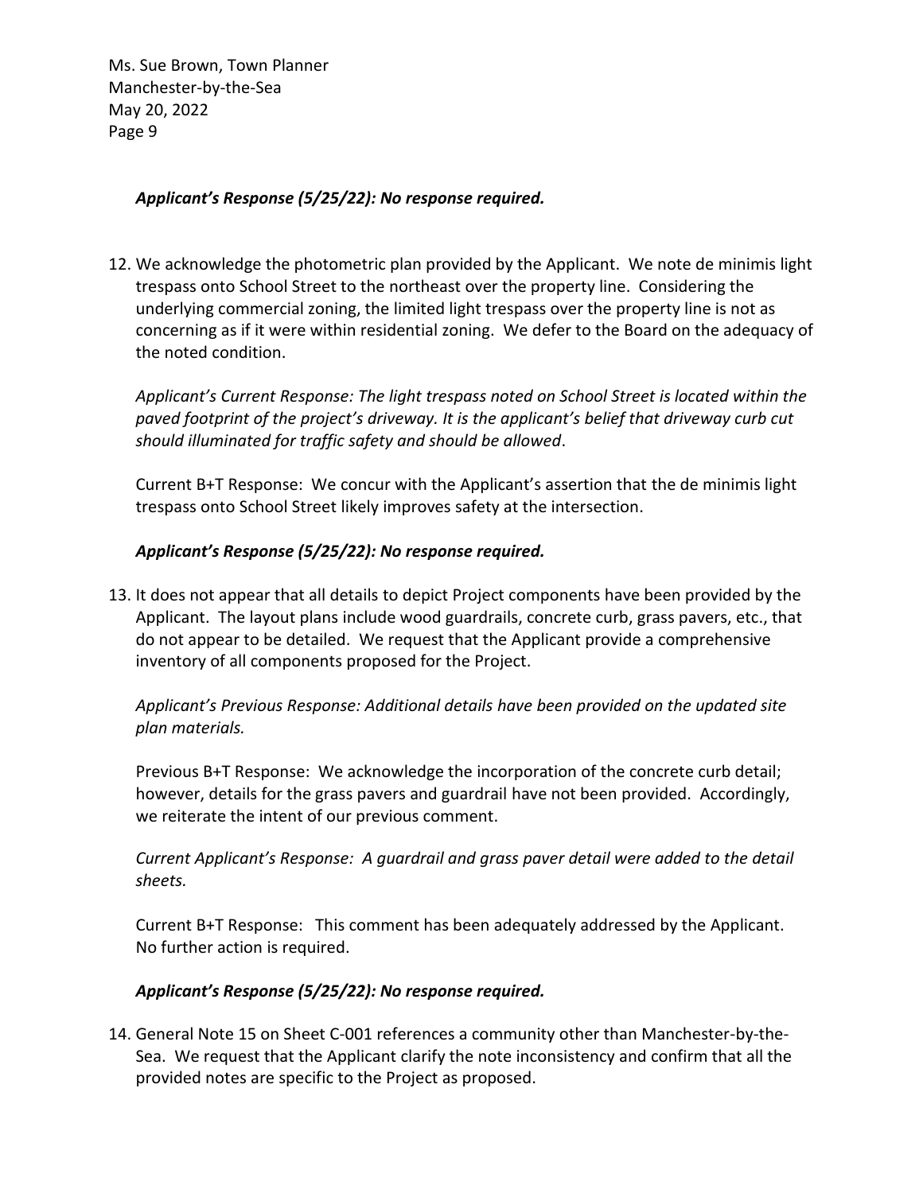***Applicant's Response (5/25/22): No response required.***

12. We acknowledge the photometric plan provided by the Applicant. We note de minimis light trespass onto School Street to the northeast over the property line. Considering the underlying commercial zoning, the limited light trespass over the property line is not as concerning as if it were within residential zoning. We defer to the Board on the adequacy of the noted condition.

    *Applicant's Current Response: The light trespass noted on School Street is located within the paved footprint of the project's driveway. It is the applicant's belief that driveway curb cut should illuminated for traffic safety and should be allowed*.

    Current B+T Response: We concur with the Applicant's assertion that the de minimis light trespass onto School Street likely improves safety at the intersection.

    ***Applicant's Response (5/25/22): No response required.***

13. It does not appear that all details to depict Project components have been provided by the Applicant. The layout plans include wood guardrails, concrete curb, grass pavers, etc., that do not appear to be detailed. We request that the Applicant provide a comprehensive inventory of all components proposed for the Project.

    *Applicant's Previous Response: Additional details have been provided on the updated site plan materials.*

    Previous B+T Response: We acknowledge the incorporation of the concrete curb detail; however, details for the grass pavers and guardrail have not been provided. Accordingly, we reiterate the intent of our previous comment.

    *Current Applicant's Response: A guardrail and grass paver detail were added to the detail sheets.*

    Current B+T Response: This comment has been adequately addressed by the Applicant. No further action is required.

    ***Applicant's Response (5/25/22): No response required.***

14. General Note 15 on Sheet C-001 references a community other than Manchester-by-the-Sea. We request that the Applicant clarify the note inconsistency and confirm that all the provided notes are specific to the Project as proposed.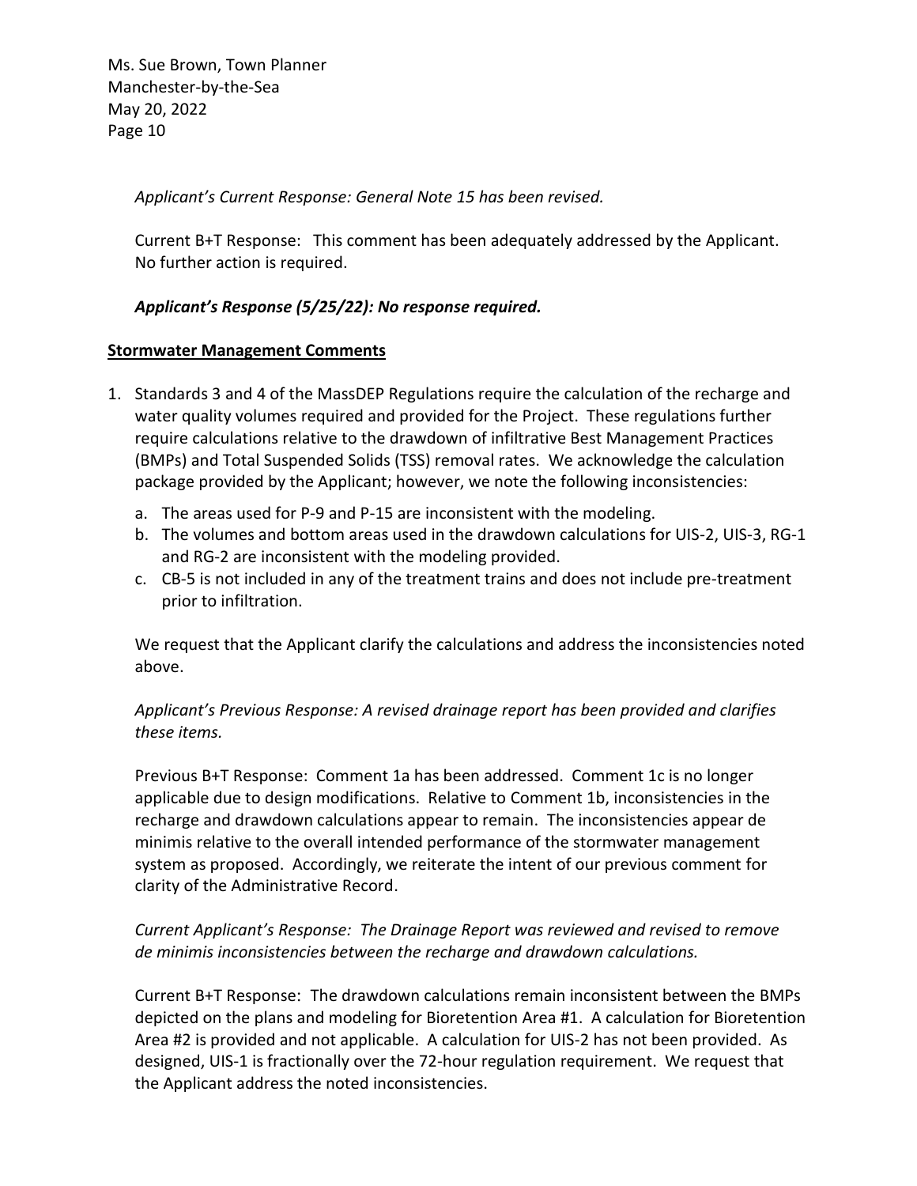*Applicant's Current Response: General Note 15 has been revised.*

Current B+T Response: This comment has been adequately addressed by the Applicant. No further action is required.

***Applicant's Response (5/25/22): No response required.***

**Stormwater Management Comments**

1. Standards 3 and 4 of the MassDEP Regulations require the calculation of the recharge and water quality volumes required and provided for the Project. These regulations further require calculations relative to the drawdown of infiltrative Best Management Practices (BMPs) and Total Suspended Solids (TSS) removal rates. We acknowledge the calculation package provided by the Applicant; however, we note the following inconsistencies:

   a. The areas used for P-9 and P-15 are inconsistent with the modeling.
   b. The volumes and bottom areas used in the drawdown calculations for UIS-2, UIS-3, RG-1 and RG-2 are inconsistent with the modeling provided.
   c. CB-5 is not included in any of the treatment trains and does not include pre-treatment prior to infiltration.

   We request that the Applicant clarify the calculations and address the inconsistencies noted above.

   *Applicant's Previous Response: A revised drainage report has been provided and clarifies these items.*

   Previous B+T Response: Comment 1a has been addressed. Comment 1c is no longer applicable due to design modifications. Relative to Comment 1b, inconsistencies in the recharge and drawdown calculations appear to remain. The inconsistencies appear de minimis relative to the overall intended performance of the stormwater management system as proposed. Accordingly, we reiterate the intent of our previous comment for clarity of the Administrative Record.

   *Current Applicant's Response: The Drainage Report was reviewed and revised to remove de minimis inconsistencies between the recharge and drawdown calculations.*

   Current B+T Response: The drawdown calculations remain inconsistent between the BMPs depicted on the plans and modeling for Bioretention Area #1. A calculation for Bioretention Area #2 is provided and not applicable. A calculation for UIS-2 has not been provided. As designed, UIS-1 is fractionally over the 72-hour regulation requirement. We request that the Applicant address the noted inconsistencies.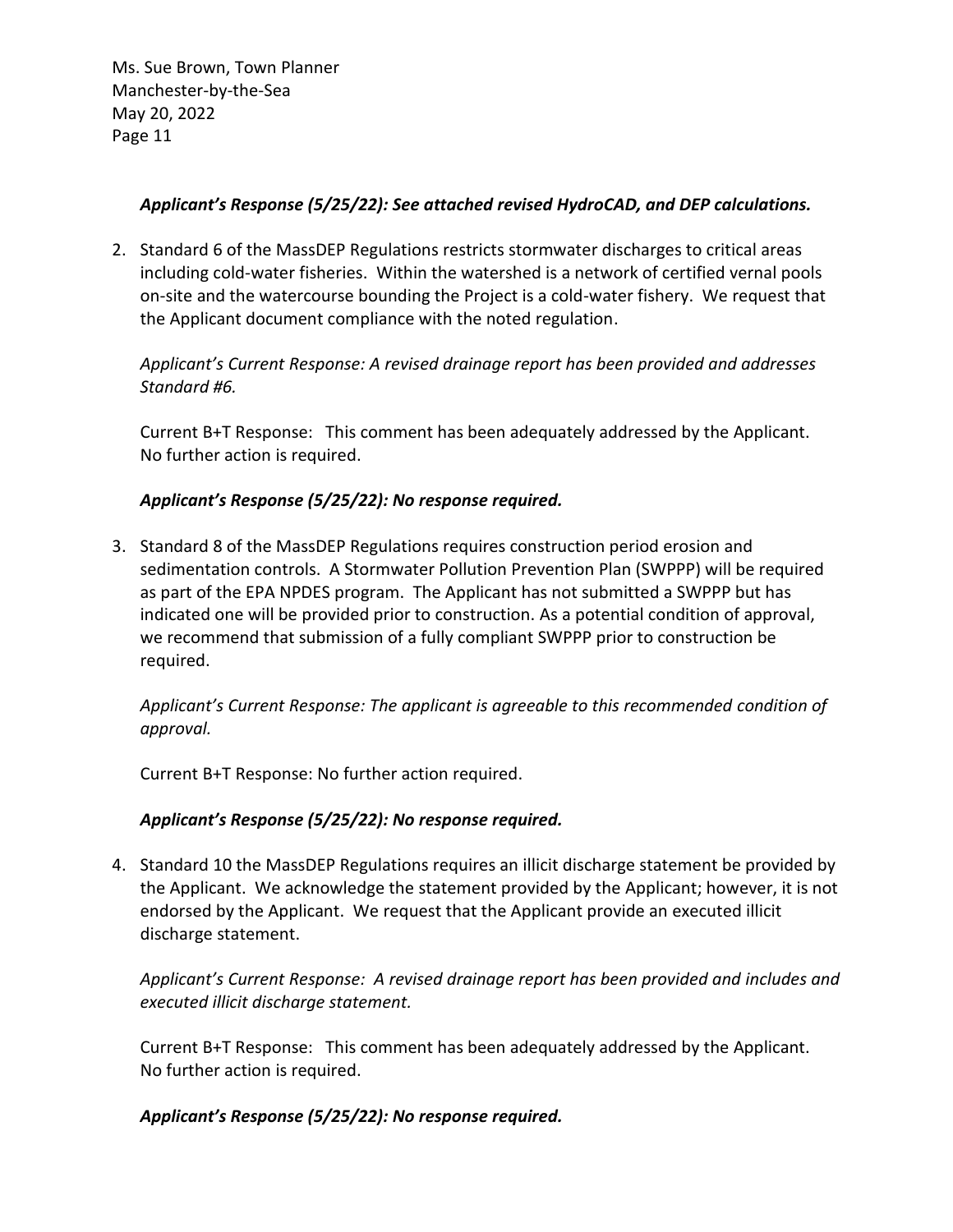***Applicant's Response (5/25/22): See attached revised HydroCAD, and DEP calculations.***

2. Standard 6 of the MassDEP Regulations restricts stormwater discharges to critical areas including cold-water fisheries. Within the watershed is a network of certified vernal pools on-site and the watercourse bounding the Project is a cold-water fishery. We request that the Applicant document compliance with the noted regulation.

   *Applicant's Current Response: A revised drainage report has been provided and addresses Standard #6.*

   Current B+T Response: This comment has been adequately addressed by the Applicant. No further action is required.

   ***Applicant's Response (5/25/22): No response required.***

3. Standard 8 of the MassDEP Regulations requires construction period erosion and sedimentation controls. A Stormwater Pollution Prevention Plan (SWPPP) will be required as part of the EPA NPDES program. The Applicant has not submitted a SWPPP but has indicated one will be provided prior to construction. As a potential condition of approval, we recommend that submission of a fully compliant SWPPP prior to construction be required.

   *Applicant's Current Response: The applicant is agreeable to this recommended condition of approval.*

   Current B+T Response: No further action required.

   ***Applicant's Response (5/25/22): No response required.***

4. Standard 10 the MassDEP Regulations requires an illicit discharge statement be provided by the Applicant. We acknowledge the statement provided by the Applicant; however, it is not endorsed by the Applicant. We request that the Applicant provide an executed illicit discharge statement.

   *Applicant's Current Response: A revised drainage report has been provided and includes and executed illicit discharge statement.*

   Current B+T Response: This comment has been adequately addressed by the Applicant. No further action is required.

   ***Applicant's Response (5/25/22): No response required.***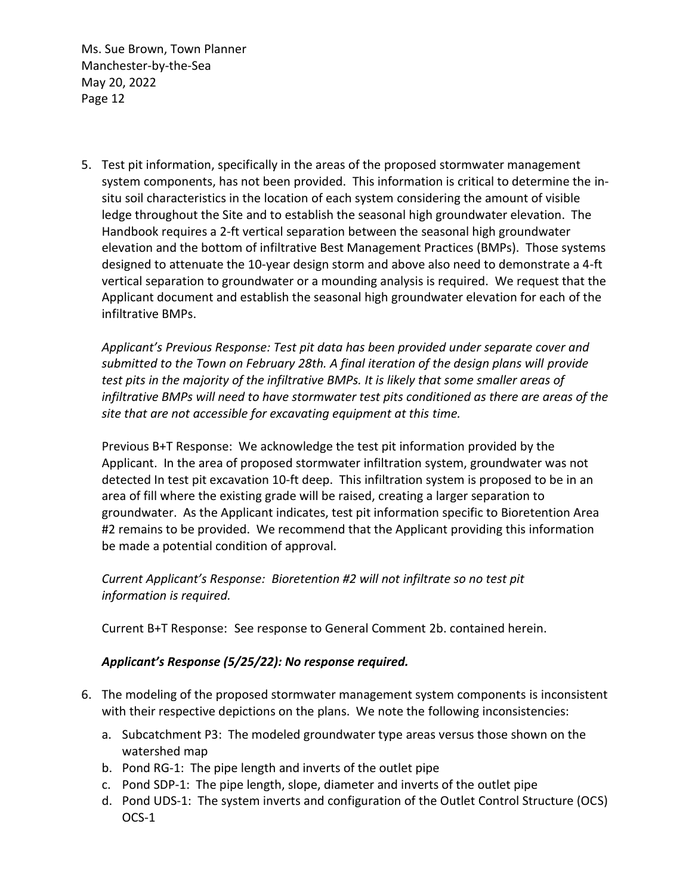5. Test pit information, specifically in the areas of the proposed stormwater management system components, has not been provided. This information is critical to determine the in-situ soil characteristics in the location of each system considering the amount of visible ledge throughout the Site and to establish the seasonal high groundwater elevation. The Handbook requires a 2-ft vertical separation between the seasonal high groundwater elevation and the bottom of infiltrative Best Management Practices (BMPs). Those systems designed to attenuate the 10-year design storm and above also need to demonstrate a 4-ft vertical separation to groundwater or a mounding analysis is required. We request that the Applicant document and establish the seasonal high groundwater elevation for each of the infiltrative BMPs.

   *Applicant's Previous Response: Test pit data has been provided under separate cover and submitted to the Town on February 28th. A final iteration of the design plans will provide test pits in the majority of the infiltrative BMPs. It is likely that some smaller areas of infiltrative BMPs will need to have stormwater test pits conditioned as there are areas of the site that are not accessible for excavating equipment at this time.*

   Previous B+T Response: We acknowledge the test pit information provided by the Applicant. In the area of proposed stormwater infiltration system, groundwater was not detected In test pit excavation 10-ft deep. This infiltration system is proposed to be in an area of fill where the existing grade will be raised, creating a larger separation to groundwater. As the Applicant indicates, test pit information specific to Bioretention Area #2 remains to be provided. We recommend that the Applicant providing this information be made a potential condition of approval.

   *Current Applicant's Response: Bioretention #2 will not infiltrate so no test pit information is required.*

   Current B+T Response: See response to General Comment 2b. contained herein.

   ***Applicant's Response (5/25/22): No response required.***

6. The modeling of the proposed stormwater management system components is inconsistent with their respective depictions on the plans. We note the following inconsistencies:
   a. Subcatchment P3: The modeled groundwater type areas versus those shown on the watershed map
   b. Pond RG-1: The pipe length and inverts of the outlet pipe
   c. Pond SDP-1: The pipe length, slope, diameter and inverts of the outlet pipe
   d. Pond UDS-1: The system inverts and configuration of the Outlet Control Structure (OCS) OCS-1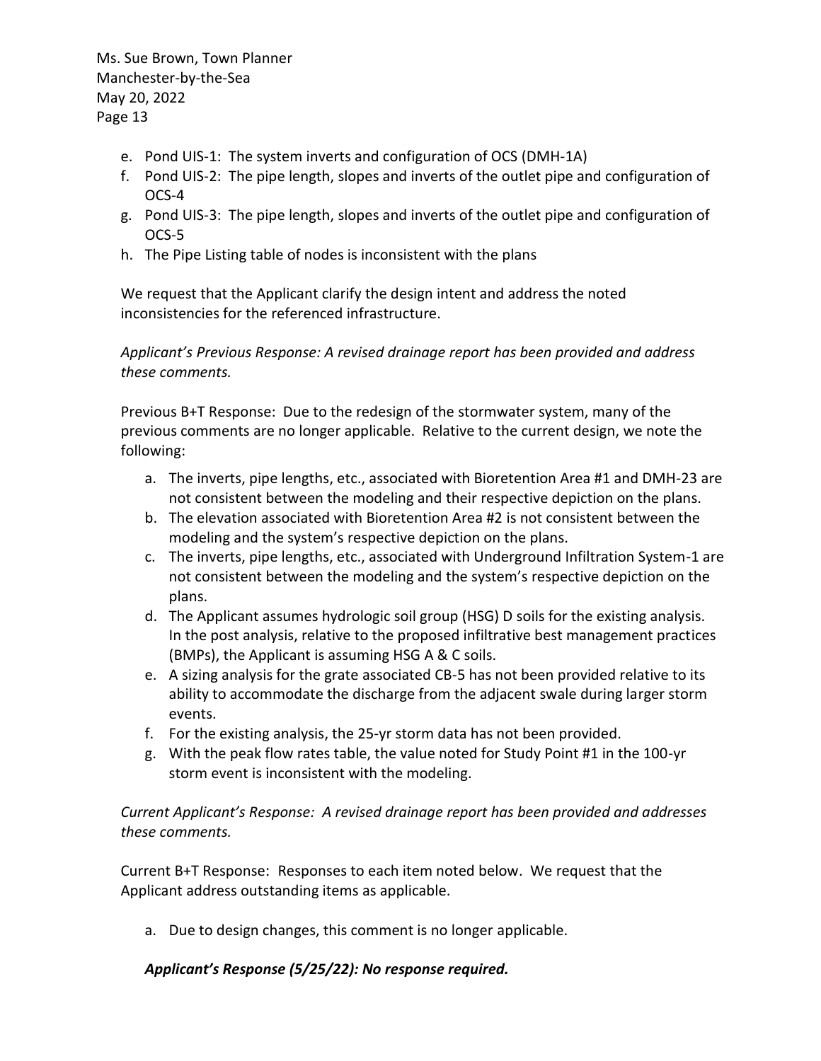e. Pond UIS-1: The system inverts and configuration of OCS (DMH-1A)
f. Pond UIS-2: The pipe length, slopes and inverts of the outlet pipe and configuration of OCS-4
g. Pond UIS-3: The pipe length, slopes and inverts of the outlet pipe and configuration of OCS-5
h. The Pipe Listing table of nodes is inconsistent with the plans

We request that the Applicant clarify the design intent and address the noted inconsistencies for the referenced infrastructure.

*Applicant's Previous Response: A revised drainage report has been provided and address these comments.*

Previous B+T Response: Due to the redesign of the stormwater system, many of the previous comments are no longer applicable. Relative to the current design, we note the following:

a. The inverts, pipe lengths, etc., associated with Bioretention Area #1 and DMH-23 are not consistent between the modeling and their respective depiction on the plans.
b. The elevation associated with Bioretention Area #2 is not consistent between the modeling and the system's respective depiction on the plans.
c. The inverts, pipe lengths, etc., associated with Underground Infiltration System-1 are not consistent between the modeling and the system's respective depiction on the plans.
d. The Applicant assumes hydrologic soil group (HSG) D soils for the existing analysis. In the post analysis, relative to the proposed infiltrative best management practices (BMPs), the Applicant is assuming HSG A & C soils.
e. A sizing analysis for the grate associated CB-5 has not been provided relative to its ability to accommodate the discharge from the adjacent swale during larger storm events.
f. For the existing analysis, the 25-yr storm data has not been provided.
g. With the peak flow rates table, the value noted for Study Point #1 in the 100-yr storm event is inconsistent with the modeling.

*Current Applicant's Response: A revised drainage report has been provided and addresses these comments.*

Current B+T Response: Responses to each item noted below. We request that the Applicant address outstanding items as applicable.

a. Due to design changes, this comment is no longer applicable.

***Applicant's Response (5/25/22): No response required.***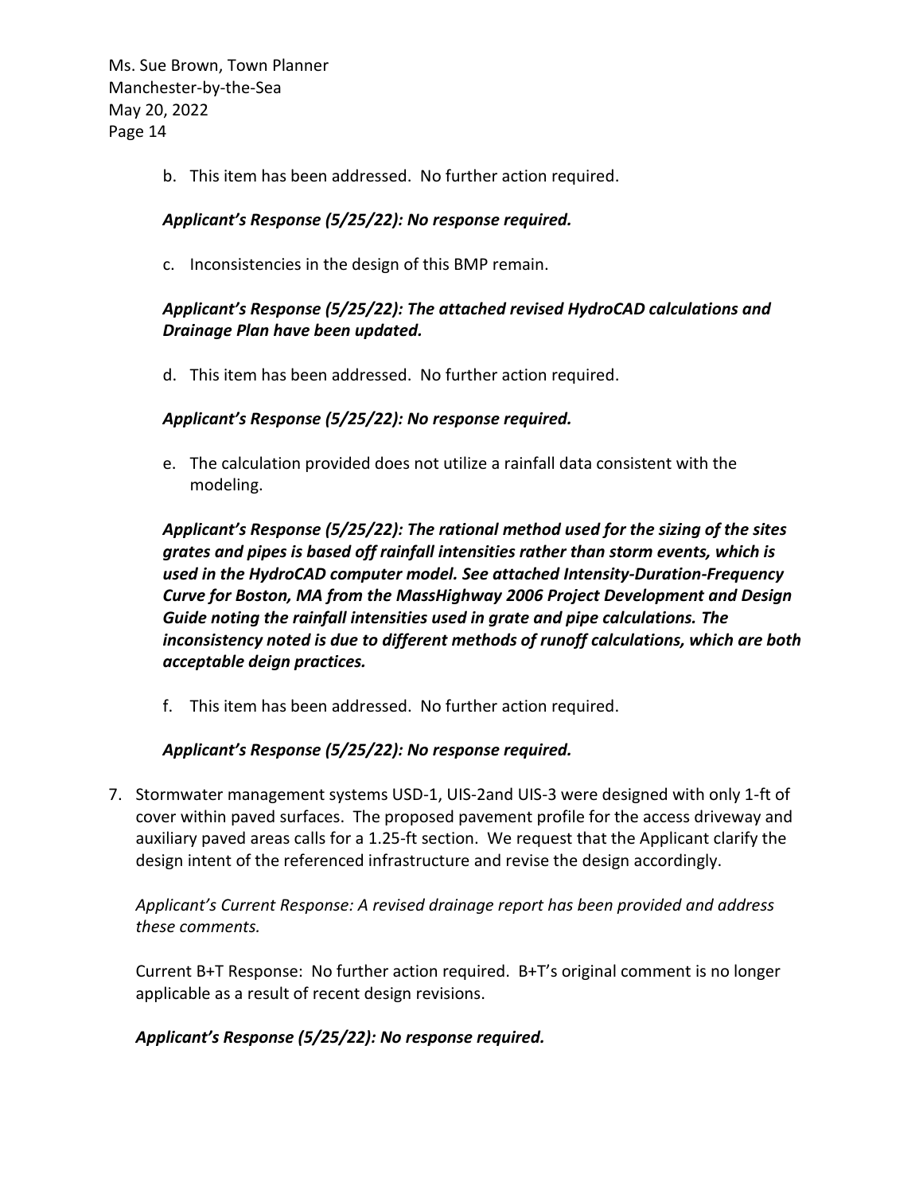b. This item has been addressed. No further action required.

***Applicant's Response (5/25/22): No response required.***

c. Inconsistencies in the design of this BMP remain.

***Applicant's Response (5/25/22): The attached revised HydroCAD calculations and Drainage Plan have been updated.***

d. This item has been addressed. No further action required.

***Applicant's Response (5/25/22): No response required.***

e. The calculation provided does not utilize a rainfall data consistent with the modeling.

***Applicant's Response (5/25/22): The rational method used for the sizing of the sites grates and pipes is based off rainfall intensities rather than storm events, which is used in the HydroCAD computer model. See attached Intensity-Duration-Frequency Curve for Boston, MA from the MassHighway 2006 Project Development and Design Guide noting the rainfall intensities used in grate and pipe calculations. The inconsistency noted is due to different methods of runoff calculations, which are both acceptable deign practices.***

f. This item has been addressed. No further action required.

***Applicant's Response (5/25/22): No response required.***

7. Stormwater management systems USD-1, UIS-2and UIS-3 were designed with only 1-ft of cover within paved surfaces. The proposed pavement profile for the access driveway and auxiliary paved areas calls for a 1.25-ft section. We request that the Applicant clarify the design intent of the referenced infrastructure and revise the design accordingly.

   *Applicant's Current Response: A revised drainage report has been provided and address these comments.*

   Current B+T Response: No further action required. B+T's original comment is no longer applicable as a result of recent design revisions.

   ***Applicant's Response (5/25/22): No response required.***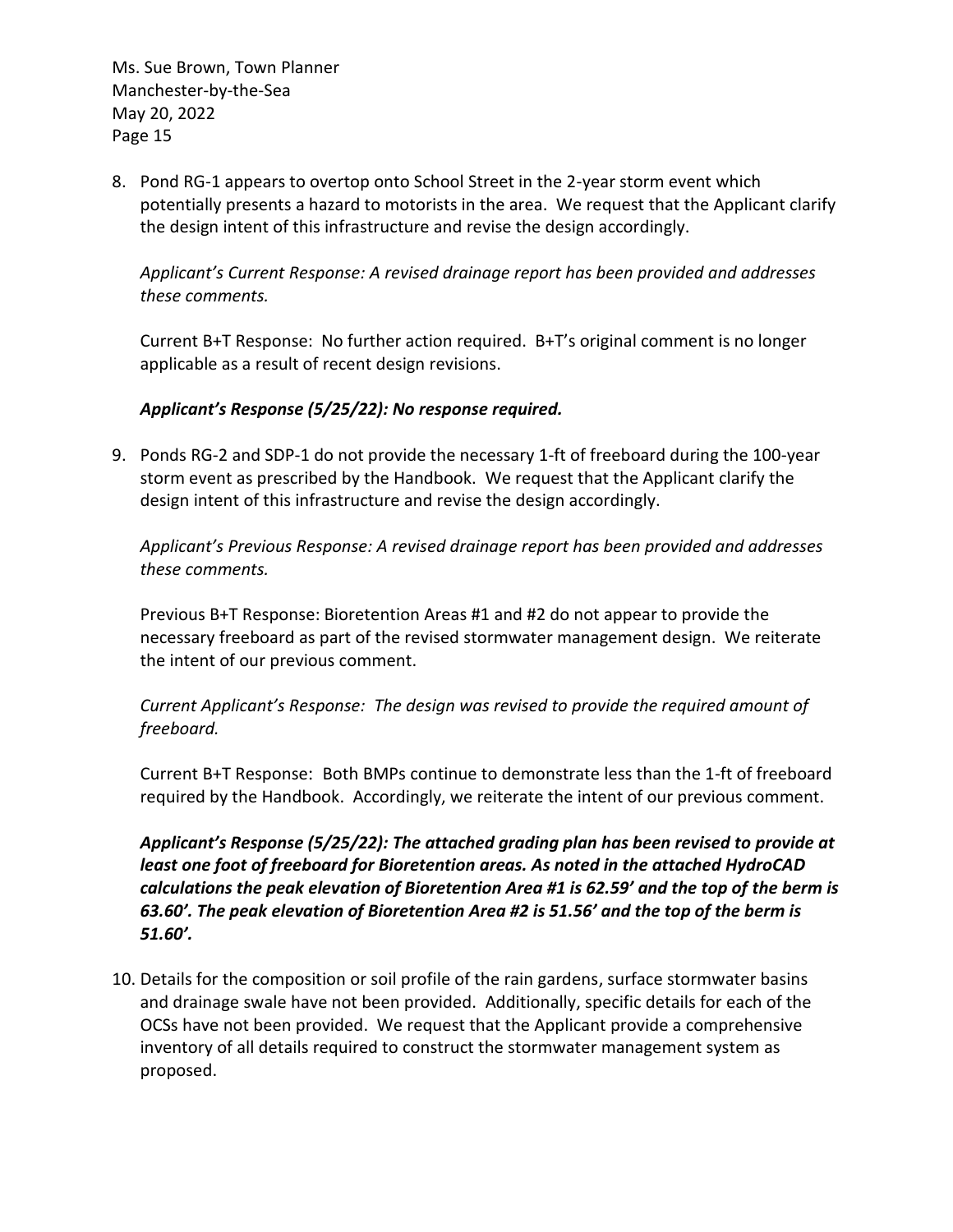8. Pond RG-1 appears to overtop onto School Street in the 2-year storm event which potentially presents a hazard to motorists in the area. We request that the Applicant clarify the design intent of this infrastructure and revise the design accordingly.

   *Applicant's Current Response: A revised drainage report has been provided and addresses these comments.*

   Current B+T Response: No further action required. B+T's original comment is no longer applicable as a result of recent design revisions.

   ***Applicant's Response (5/25/22): No response required.***

9. Ponds RG-2 and SDP-1 do not provide the necessary 1-ft of freeboard during the 100-year storm event as prescribed by the Handbook. We request that the Applicant clarify the design intent of this infrastructure and revise the design accordingly.

   *Applicant's Previous Response: A revised drainage report has been provided and addresses these comments.*

   Previous B+T Response: Bioretention Areas #1 and #2 do not appear to provide the necessary freeboard as part of the revised stormwater management design. We reiterate the intent of our previous comment.

   *Current Applicant's Response: The design was revised to provide the required amount of freeboard.*

   Current B+T Response: Both BMPs continue to demonstrate less than the 1-ft of freeboard required by the Handbook. Accordingly, we reiterate the intent of our previous comment.

   ***Applicant's Response (5/25/22): The attached grading plan has been revised to provide at least one foot of freeboard for Bioretention areas. As noted in the attached HydroCAD calculations the peak elevation of Bioretention Area #1 is 62.59' and the top of the berm is 63.60'. The peak elevation of Bioretention Area #2 is 51.56' and the top of the berm is 51.60'.***

10. Details for the composition or soil profile of the rain gardens, surface stormwater basins and drainage swale have not been provided. Additionally, specific details for each of the OCSs have not been provided. We request that the Applicant provide a comprehensive inventory of all details required to construct the stormwater management system as proposed.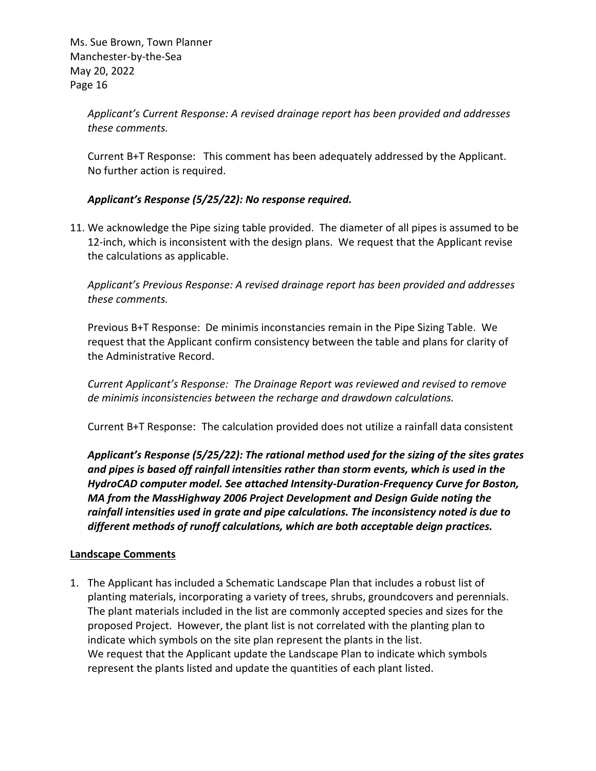*Applicant's Current Response: A revised drainage report has been provided and addresses these comments.*

Current B+T Response: This comment has been adequately addressed by the Applicant. No further action is required.

***Applicant's Response (5/25/22): No response required.***

11. We acknowledge the Pipe sizing table provided. The diameter of all pipes is assumed to be 12-inch, which is inconsistent with the design plans. We request that the Applicant revise the calculations as applicable.

    *Applicant's Previous Response: A revised drainage report has been provided and addresses these comments.*

    Previous B+T Response: De minimis inconstancies remain in the Pipe Sizing Table. We request that the Applicant confirm consistency between the table and plans for clarity of the Administrative Record.

    *Current Applicant's Response: The Drainage Report was reviewed and revised to remove de minimis inconsistencies between the recharge and drawdown calculations.*

    Current B+T Response: The calculation provided does not utilize a rainfall data consistent

    ***Applicant's Response (5/25/22): The rational method used for the sizing of the sites grates and pipes is based off rainfall intensities rather than storm events, which is used in the HydroCAD computer model. See attached Intensity-Duration-Frequency Curve for Boston, MA from the MassHighway 2006 Project Development and Design Guide noting the rainfall intensities used in grate and pipe calculations. The inconsistency noted is due to different methods of runoff calculations, which are both acceptable deign practices.***

**Landscape Comments**

1. The Applicant has included a Schematic Landscape Plan that includes a robust list of planting materials, incorporating a variety of trees, shrubs, groundcovers and perennials. The plant materials included in the list are commonly accepted species and sizes for the proposed Project. However, the plant list is not correlated with the planting plan to indicate which symbols on the site plan represent the plants in the list.
   We request that the Applicant update the Landscape Plan to indicate which symbols represent the plants listed and update the quantities of each plant listed.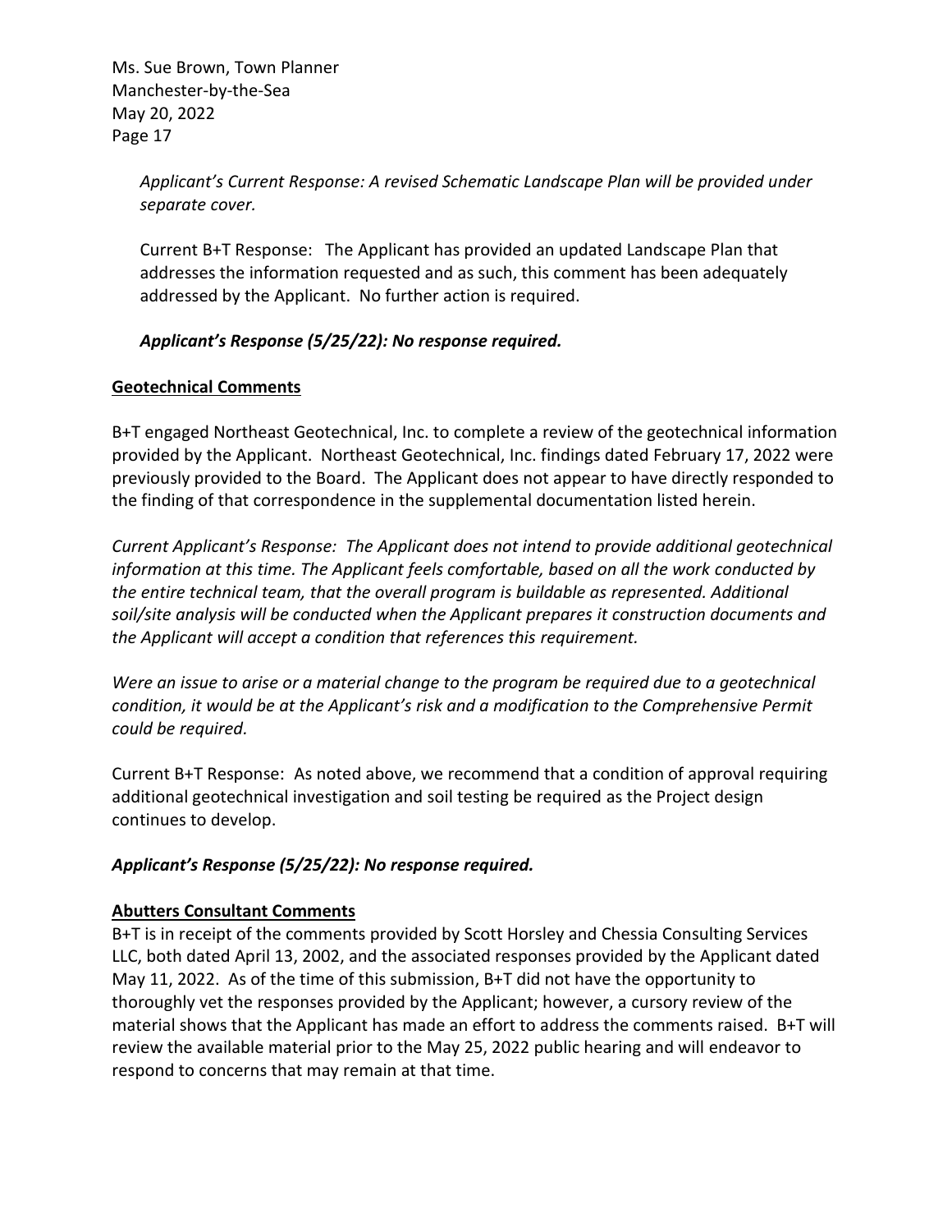*Applicant's Current Response: A revised Schematic Landscape Plan will be provided under separate cover.*

Current B+T Response: The Applicant has provided an updated Landscape Plan that addresses the information requested and as such, this comment has been adequately addressed by the Applicant. No further action is required.

***Applicant's Response (5/25/22): No response required.***

**Geotechnical Comments**

B+T engaged Northeast Geotechnical, Inc. to complete a review of the geotechnical information provided by the Applicant. Northeast Geotechnical, Inc. findings dated February 17, 2022 were previously provided to the Board. The Applicant does not appear to have directly responded to the finding of that correspondence in the supplemental documentation listed herein.

*Current Applicant's Response: The Applicant does not intend to provide additional geotechnical information at this time. The Applicant feels comfortable, based on all the work conducted by the entire technical team, that the overall program is buildable as represented. Additional soil/site analysis will be conducted when the Applicant prepares it construction documents and the Applicant will accept a condition that references this requirement.*

*Were an issue to arise or a material change to the program be required due to a geotechnical condition, it would be at the Applicant's risk and a modification to the Comprehensive Permit could be required.*

Current B+T Response: As noted above, we recommend that a condition of approval requiring additional geotechnical investigation and soil testing be required as the Project design continues to develop.

***Applicant's Response (5/25/22): No response required.***

**Abutters Consultant Comments**

B+T is in receipt of the comments provided by Scott Horsley and Chessia Consulting Services LLC, both dated April 13, 2002, and the associated responses provided by the Applicant dated May 11, 2022. As of the time of this submission, B+T did not have the opportunity to thoroughly vet the responses provided by the Applicant; however, a cursory review of the material shows that the Applicant has made an effort to address the comments raised. B+T will review the available material prior to the May 25, 2022 public hearing and will endeavor to respond to concerns that may remain at that time.